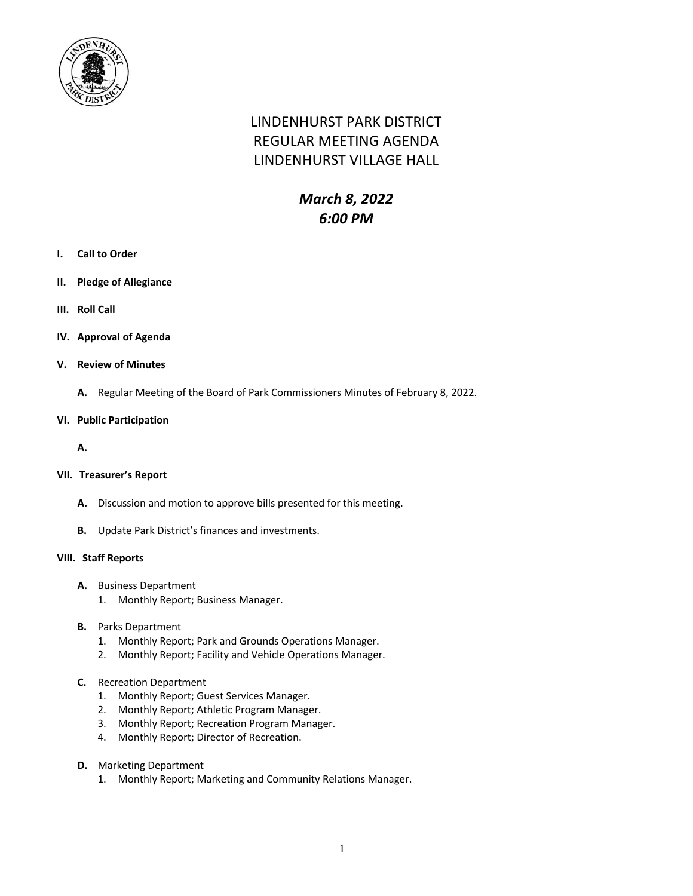# LINDENHURST PARK DISTRICT
# REGULAR MEETING AGENDA
# LINDENHURST VILLAGE HALL

***March 8, 2022***
***6:00 PM***

**I. Call to Order**

**II. Pledge of Allegiance**

**III. Roll Call**

**IV. Approval of Agenda**

**V. Review of Minutes**

**A.** Regular Meeting of the Board of Park Commissioners Minutes of February 8, 2022.

**VI. Public Participation**

**A.**

**VII. Treasurer's Report**

**A.** Discussion and motion to approve bills presented for this meeting.

**B.** Update Park District's finances and investments.

**VIII. Staff Reports**

**A.** Business Department
1. Monthly Report; Business Manager.

**B.** Parks Department
1. Monthly Report; Park and Grounds Operations Manager.
2. Monthly Report; Facility and Vehicle Operations Manager.

**C.** Recreation Department
1. Monthly Report; Guest Services Manager.
2. Monthly Report; Athletic Program Manager.
3. Monthly Report; Recreation Program Manager.
4. Monthly Report; Director of Recreation.

**D.** Marketing Department
1. Monthly Report; Marketing and Community Relations Manager.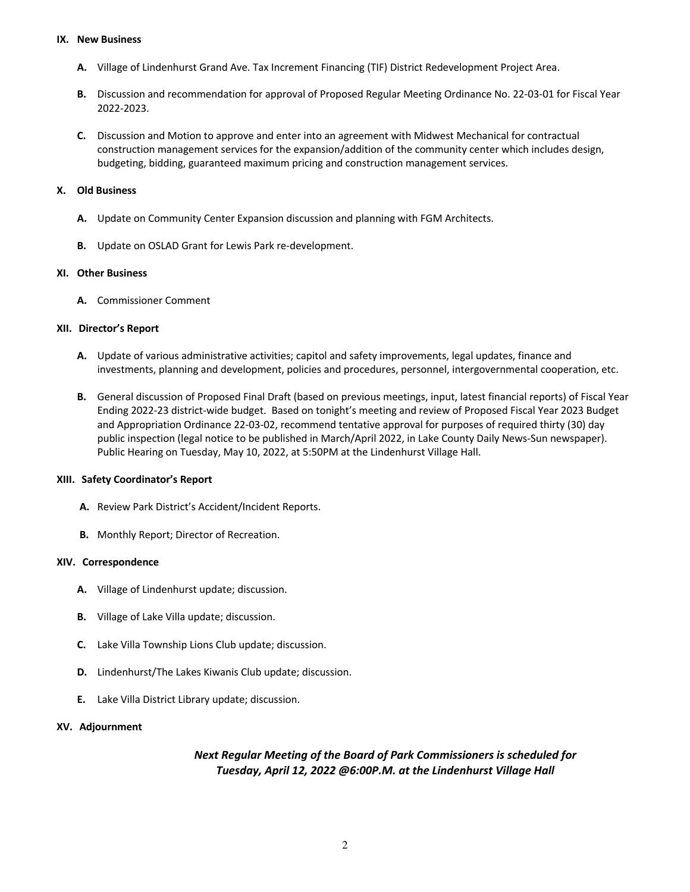**IX. New Business**

- **A.** Village of Lindenhurst Grand Ave. Tax Increment Financing (TIF) District Redevelopment Project Area.
- **B.** Discussion and recommendation for approval of Proposed Regular Meeting Ordinance No. 22-03-01 for Fiscal Year 2022-2023.
- **C.** Discussion and Motion to approve and enter into an agreement with Midwest Mechanical for contractual construction management services for the expansion/addition of the community center which includes design, budgeting, bidding, guaranteed maximum pricing and construction management services.

**X. Old Business**

- **A.** Update on Community Center Expansion discussion and planning with FGM Architects.
- **B.** Update on OSLAD Grant for Lewis Park re-development.

**XI. Other Business**

- **A.** Commissioner Comment

**XII. Director's Report**

- **A.** Update of various administrative activities; capitol and safety improvements, legal updates, finance and investments, planning and development, policies and procedures, personnel, intergovernmental cooperation, etc.
- **B.** General discussion of Proposed Final Draft (based on previous meetings, input, latest financial reports) of Fiscal Year Ending 2022-23 district-wide budget. Based on tonight's meeting and review of Proposed Fiscal Year 2023 Budget and Appropriation Ordinance 22-03-02, recommend tentative approval for purposes of required thirty (30) day public inspection (legal notice to be published in March/April 2022, in Lake County Daily News-Sun newspaper). Public Hearing on Tuesday, May 10, 2022, at 5:50PM at the Lindenhurst Village Hall.

**XIII. Safety Coordinator's Report**

- **A.** Review Park District's Accident/Incident Reports.
- **B.** Monthly Report; Director of Recreation.

**XIV. Correspondence**

- **A.** Village of Lindenhurst update; discussion.
- **B.** Village of Lake Villa update; discussion.
- **C.** Lake Villa Township Lions Club update; discussion.
- **D.** Lindenhurst/The Lakes Kiwanis Club update; discussion.
- **E.** Lake Villa District Library update; discussion.

**XV. Adjournment**

***Next Regular Meeting of the Board of Park Commissioners is scheduled for Tuesday, April 12, 2022 @6:00P.M. at the Lindenhurst Village Hall***